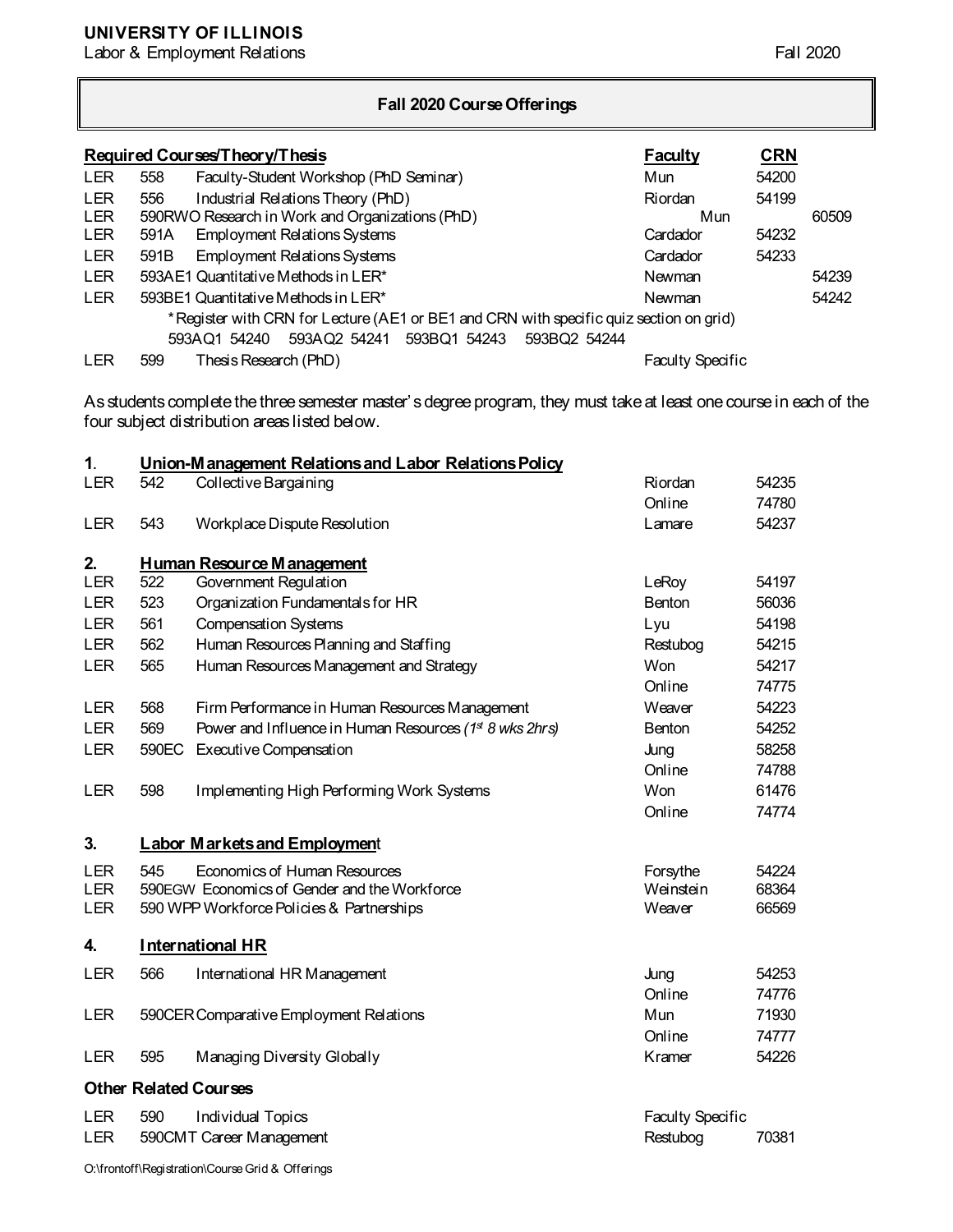**UNIVERSITY OF ILLINOIS**
Labor & Employment Relations — Fall 2020

## Fall 2020 Course Offerings

### Required Courses/Theory/Thesis

| | | Course | Faculty | CRN |
|---|---|---|---|---|
| LER | 558 | Faculty-Student Workshop (PhD Seminar) | Mun | 54200 |
| LER | 556 | Industrial Relations Theory (PhD) | Riordan | 54199 |
| LER | 590RWO | Research in Work and Organizations (PhD) | Mun | 60509 |
| LER | 591A | Employment Relations Systems | Cardador | 54232 |
| LER | 591B | Employment Relations Systems | Cardador | 54233 |
| LER | 593AE1 | Quantitative Methods in LER* | Newman | 54239 |
| LER | 593BE1 | Quantitative Methods in LER* | Newman | 54242 |
| LER | 599 | Thesis Research (PhD) | Faculty Specific | |

*Register with CRN for Lecture (AE1 or BE1 and CRN with specific quiz section on grid)
593AQ1 54240 593AQ2 54241 593BQ1 54243 593BQ2 54244

As students complete the three semester master's degree program, they must take at least one course in each of the four subject distribution areas listed below.

### 1. Union-Management Relations and Labor Relations Policy

| | | Course | Faculty | CRN |
|---|---|---|---|---|
| LER | 542 | Collective Bargaining | Riordan | 54235 |
| | | | Online | 74780 |
| LER | 543 | Workplace Dispute Resolution | Lamare | 54237 |

### 2. Human Resource Management

| | | Course | Faculty | CRN |
|---|---|---|---|---|
| LER | 522 | Government Regulation | LeRoy | 54197 |
| LER | 523 | Organization Fundamentals for HR | Benton | 56036 |
| LER | 561 | Compensation Systems | Lyu | 54198 |
| LER | 562 | Human Resources Planning and Staffing | Restubog | 54215 |
| LER | 565 | Human Resources Management and Strategy | Won | 54217 |
| | | | Online | 74775 |
| LER | 568 | Firm Performance in Human Resources Management | Weaver | 54223 |
| LER | 569 | Power and Influence in Human Resources *(1st 8 wks 2hrs)* | Benton | 54252 |
| LER | 590EC | Executive Compensation | Jung | 58258 |
| | | | Online | 74788 |
| LER | 598 | Implementing High Performing Work Systems | Won | 61476 |
| | | | Online | 74774 |

### 3. Labor Markets and Employment

| | | Course | Faculty | CRN |
|---|---|---|---|---|
| LER | 545 | Economics of Human Resources | Forsythe | 54224 |
| LER | 590EGW | Economics of Gender and the Workforce | Weinstein | 68364 |
| LER | 590 WPP | Workforce Policies & Partnerships | Weaver | 66569 |

### 4. International HR

| | | Course | Faculty | CRN |
|---|---|---|---|---|
| LER | 566 | International HR Management | Jung | 54253 |
| | | | Online | 74776 |
| LER | 590CER | Comparative Employment Relations | Mun | 71930 |
| | | | Online | 74777 |
| LER | 595 | Managing Diversity Globally | Kramer | 54226 |

### Other Related Courses

| | | Course | Faculty | CRN |
|---|---|---|---|---|
| LER | 590 | Individual Topics | Faculty Specific | |
| LER | 590CMT | Career Management | Restubog | 70381 |

O:\frontoff\Registration\Course Grid & Offerings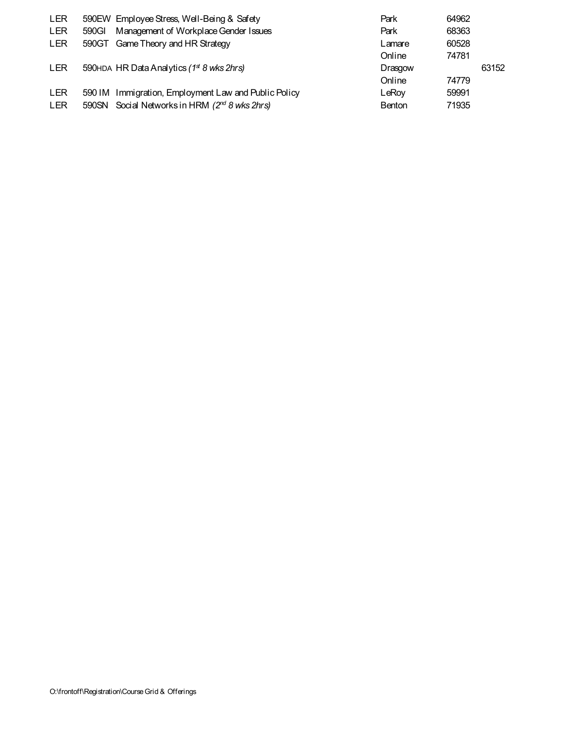| | | | | | |
|---|---|---|---|---|---|
| LER | 590EW | Employee Stress, Well-Being & Safety | Park | 64962 | |
| LER | 590GI | Management of Workplace Gender Issues | Park | 68363 | |
| LER | 590GT | Game Theory and HR Strategy | Lamare | 60528 | |
| | | | Online | 74781 | |
| LER | 590HDA | HR Data Analytics *(1st 8 wks 2hrs)* | Drasgow | | 63152 |
| | | | Online | 74779 | |
| LER | 590 IM | Immigration, Employment Law and Public Policy | LeRoy | 59991 | |
| LER | 590SN | Social Networks in HRM *(2nd 8 wks 2hrs)* | Benton | 71935 | |

O:\frontoff\Registration\Course Grid & Offerings